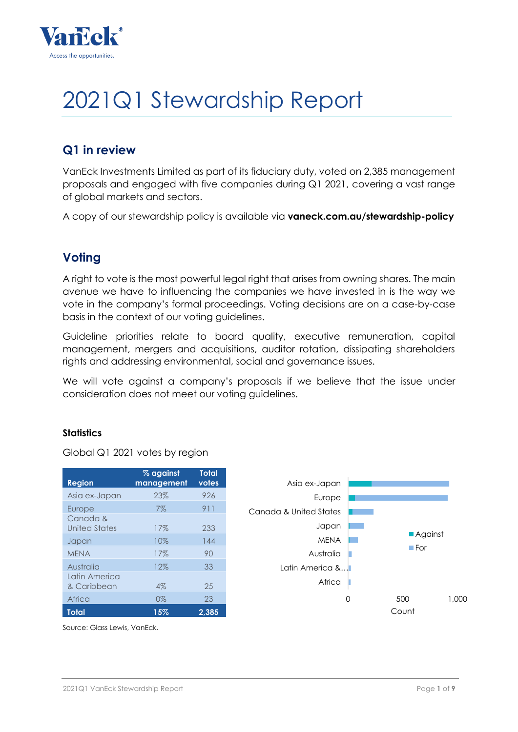# 2021Q1 Stewardship Report

## Q1 in review

VanEck Investments Limited as part of its fiduciary duty, voted on 2,385 management proposals and engaged with five companies during Q1 2021, covering a vast range of global markets and sectors.

A copy of our stewardship policy is available via **vaneck.com.au/stewardship-policy**

## Voting

A right to vote is the most powerful legal right that arises from owning shares. The main avenue we have to influencing the companies we have invested in is the way we vote in the company's formal proceedings. Voting decisions are on a case-by-case basis in the context of our voting guidelines.

Guideline priorities relate to board quality, executive remuneration, capital management, mergers and acquisitions, auditor rotation, dissipating shareholders rights and addressing environmental, social and governance issues.

We will vote against a company's proposals if we believe that the issue under consideration does not meet our voting guidelines.

### Statistics

Global Q1 2021 votes by region

| Region | % against management | Total votes |
|---|---|---|
| Asia ex-Japan | 23% | 926 |
| Europe | 7% | 911 |
| Canada & United States | 17% | 233 |
| Japan | 10% | 144 |
| MENA | 17% | 90 |
| Australia | 12% | 33 |
| Latin America & Caribbean | 4% | 25 |
| Africa | 0% | 23 |
| **Total** | **15%** | **2,385** |

Source: Glass Lewis, VanEck.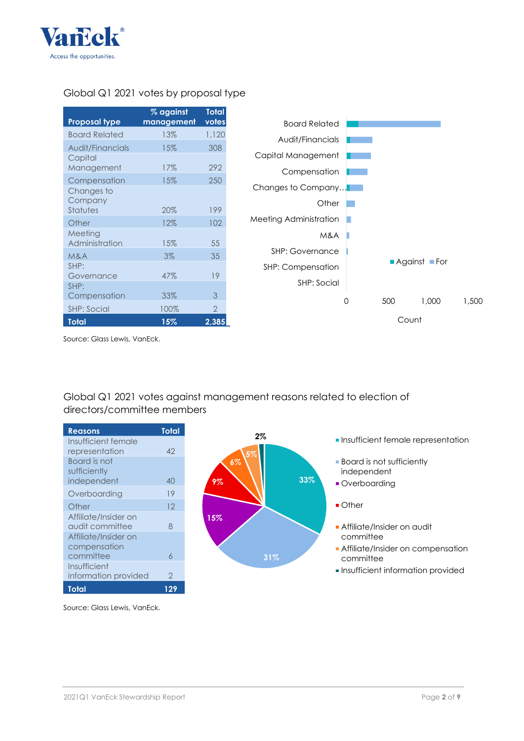## Global Q1 2021 votes by proposal type

| Proposal type | % against management | Total votes |
|---|---|---|
| Board Related | 13% | 1,120 |
| Audit/Financials | 15% | 308 |
| Capital Management | 17% | 292 |
| Compensation | 15% | 250 |
| Changes to Company Statutes | 20% | 199 |
| Other | 12% | 102 |
| Meeting Administration | 15% | 55 |
| M&A | 3% | 35 |
| SHP: Governance | 47% | 19 |
| SHP: Compensation | 33% | 3 |
| SHP: Social | 100% | 2 |
| **Total** | **15%** | **2,385** |

Source: Glass Lewis, VanEck.

## Global Q1 2021 votes against management reasons related to election of directors/committee members

| Reasons | Total |
|---|---|
| Insufficient female representation | 42 |
| Board is not sufficiently independent | 40 |
| Overboarding | 19 |
| Other | 12 |
| Affiliate/Insider on audit committee | 8 |
| Affiliate/Insider on compensation committee | 6 |
| Insufficient information provided | 2 |
| **Total** | **129** |

Source: Glass Lewis, VanEck.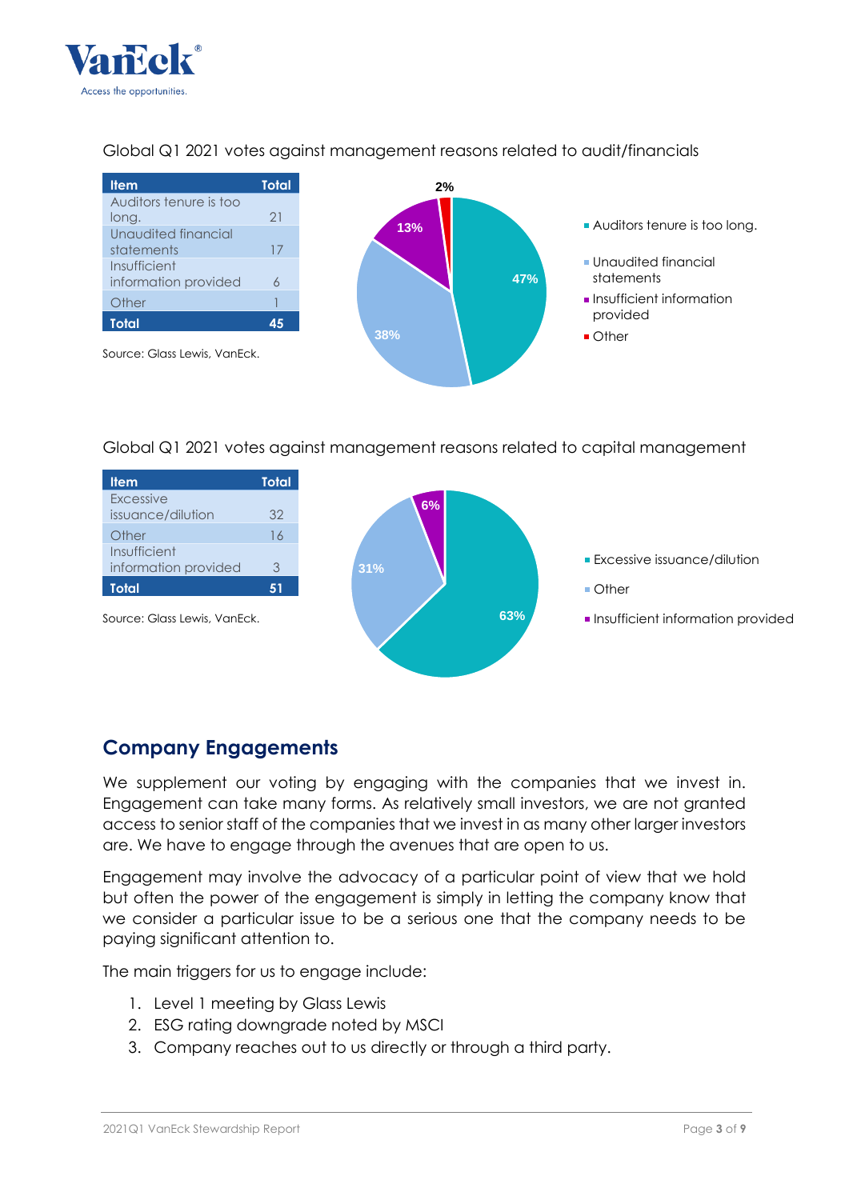Global Q1 2021 votes against management reasons related to audit/financials

| Item | Total |
|---|---|
| Auditors tenure is too long. | 21 |
| Unaudited financial statements | 17 |
| Insufficient information provided | 6 |
| Other | 1 |
| **Total** | **45** |

Source: Glass Lewis, VanEck.

Global Q1 2021 votes against management reasons related to capital management

| Item | Total |
|---|---|
| Excessive issuance/dilution | 32 |
| Other | 16 |
| Insufficient information provided | 3 |
| **Total** | **51** |

Source: Glass Lewis, VanEck.

## Company Engagements

We supplement our voting by engaging with the companies that we invest in. Engagement can take many forms. As relatively small investors, we are not granted access to senior staff of the companies that we invest in as many other larger investors are. We have to engage through the avenues that are open to us.

Engagement may involve the advocacy of a particular point of view that we hold but often the power of the engagement is simply in letting the company know that we consider a particular issue to be a serious one that the company needs to be paying significant attention to.

The main triggers for us to engage include:

1. Level 1 meeting by Glass Lewis
2. ESG rating downgrade noted by MSCI
3. Company reaches out to us directly or through a third party.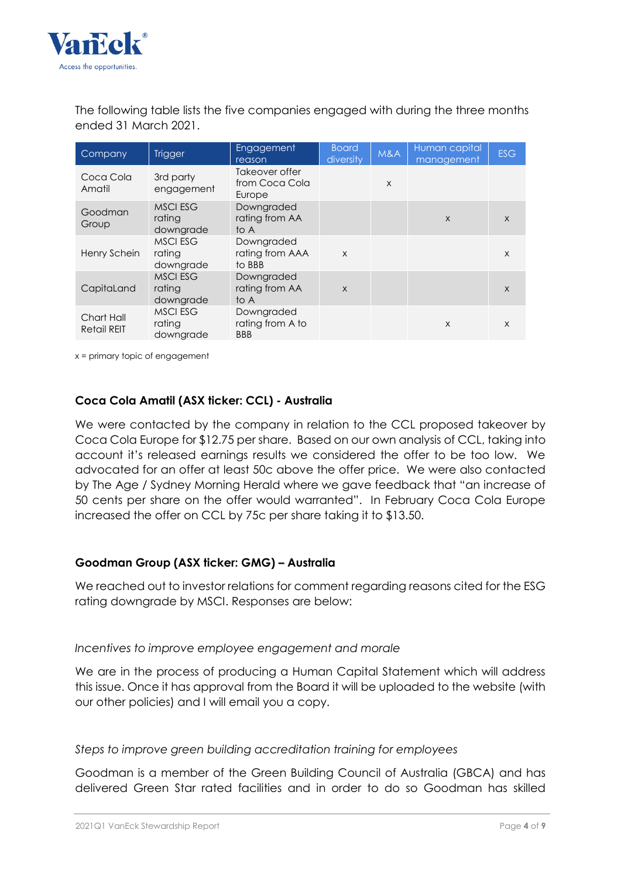The following table lists the five companies engaged with during the three months ended 31 March 2021.

| Company | Trigger | Engagement reason | Board diversity | M&A | Human capital management | ESG |
|---|---|---|---|---|---|---|
| Coca Cola Amatil | 3rd party engagement | Takeover offer from Coca Cola Europe | | x | | |
| Goodman Group | MSCI ESG rating downgrade | Downgraded rating from AA to A | | | x | x |
| Henry Schein | MSCI ESG rating downgrade | Downgraded rating from AAA to BBB | x | | | x |
| CapitaLand | MSCI ESG rating downgrade | Downgraded rating from AA to A | x | | | x |
| Chart Hall Retail REIT | MSCI ESG rating downgrade | Downgraded rating from A to BBB | | | x | x |

x = primary topic of engagement

### Coca Cola Amatil (ASX ticker: CCL) - Australia

We were contacted by the company in relation to the CCL proposed takeover by Coca Cola Europe for $12.75 per share. Based on our own analysis of CCL, taking into account it's released earnings results we considered the offer to be too low. We advocated for an offer at least 50c above the offer price. We were also contacted by The Age / Sydney Morning Herald where we gave feedback that "an increase of 50 cents per share on the offer would warranted". In February Coca Cola Europe increased the offer on CCL by 75c per share taking it to $13.50.

### Goodman Group (ASX ticker: GMG) – Australia

We reached out to investor relations for comment regarding reasons cited for the ESG rating downgrade by MSCI. Responses are below:

*Incentives to improve employee engagement and morale*

We are in the process of producing a Human Capital Statement which will address this issue. Once it has approval from the Board it will be uploaded to the website (with our other policies) and I will email you a copy.

*Steps to improve green building accreditation training for employees*

Goodman is a member of the Green Building Council of Australia (GBCA) and has delivered Green Star rated facilities and in order to do so Goodman has skilled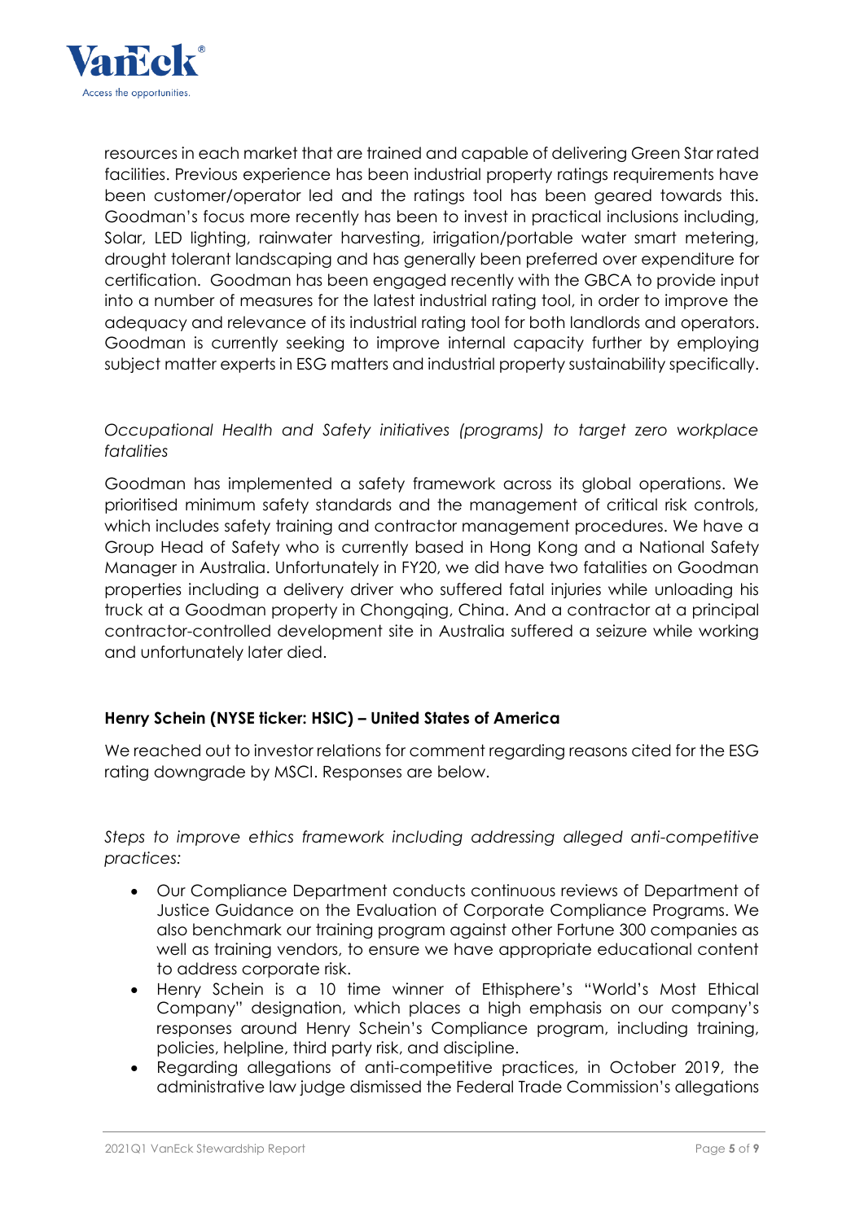resources in each market that are trained and capable of delivering Green Star rated facilities. Previous experience has been industrial property ratings requirements have been customer/operator led and the ratings tool has been geared towards this. Goodman's focus more recently has been to invest in practical inclusions including, Solar, LED lighting, rainwater harvesting, irrigation/portable water smart metering, drought tolerant landscaping and has generally been preferred over expenditure for certification. Goodman has been engaged recently with the GBCA to provide input into a number of measures for the latest industrial rating tool, in order to improve the adequacy and relevance of its industrial rating tool for both landlords and operators. Goodman is currently seeking to improve internal capacity further by employing subject matter experts in ESG matters and industrial property sustainability specifically.

*Occupational Health and Safety initiatives (programs) to target zero workplace fatalities*

Goodman has implemented a safety framework across its global operations. We prioritised minimum safety standards and the management of critical risk controls, which includes safety training and contractor management procedures. We have a Group Head of Safety who is currently based in Hong Kong and a National Safety Manager in Australia. Unfortunately in FY20, we did have two fatalities on Goodman properties including a delivery driver who suffered fatal injuries while unloading his truck at a Goodman property in Chongqing, China. And a contractor at a principal contractor-controlled development site in Australia suffered a seizure while working and unfortunately later died.

### Henry Schein (NYSE ticker: HSIC) – United States of America

We reached out to investor relations for comment regarding reasons cited for the ESG rating downgrade by MSCI. Responses are below.

*Steps to improve ethics framework including addressing alleged anti-competitive practices:*

- Our Compliance Department conducts continuous reviews of Department of Justice Guidance on the Evaluation of Corporate Compliance Programs. We also benchmark our training program against other Fortune 300 companies as well as training vendors, to ensure we have appropriate educational content to address corporate risk.
- Henry Schein is a 10 time winner of Ethisphere's "World's Most Ethical Company" designation, which places a high emphasis on our company's responses around Henry Schein's Compliance program, including training, policies, helpline, third party risk, and discipline.
- Regarding allegations of anti-competitive practices, in October 2019, the administrative law judge dismissed the Federal Trade Commission's allegations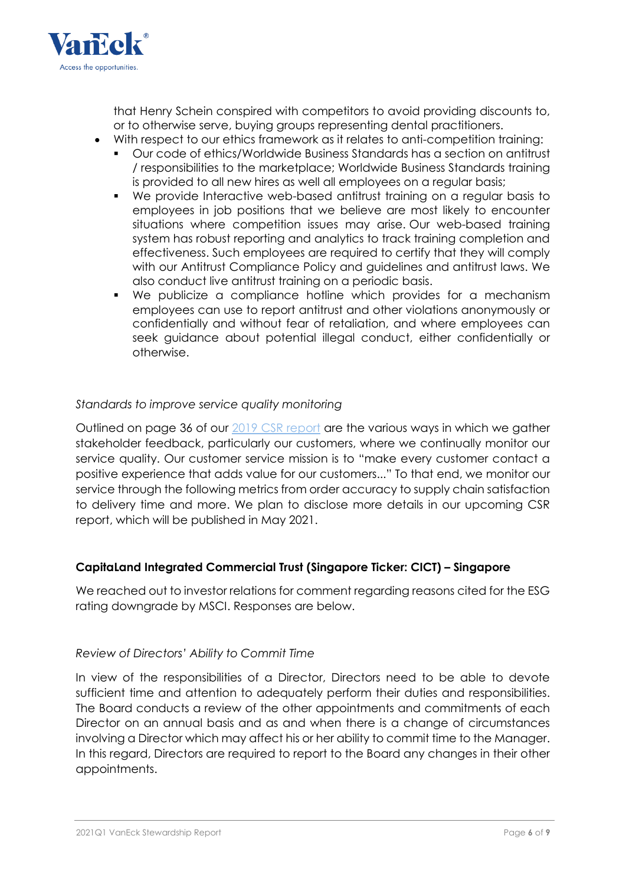that Henry Schein conspired with competitors to avoid providing discounts to, or to otherwise serve, buying groups representing dental practitioners.

- With respect to our ethics framework as it relates to anti-competition training:
  - Our code of ethics/Worldwide Business Standards has a section on antitrust / responsibilities to the marketplace; Worldwide Business Standards training is provided to all new hires as well all employees on a regular basis;
  - We provide Interactive web-based antitrust training on a regular basis to employees in job positions that we believe are most likely to encounter situations where competition issues may arise. Our web-based training system has robust reporting and analytics to track training completion and effectiveness. Such employees are required to certify that they will comply with our Antitrust Compliance Policy and guidelines and antitrust laws. We also conduct live antitrust training on a periodic basis.
  - We publicize a compliance hotline which provides for a mechanism employees can use to report antitrust and other violations anonymously or confidentially and without fear of retaliation, and where employees can seek guidance about potential illegal conduct, either confidentially or otherwise.

*Standards to improve service quality monitoring*

Outlined on page 36 of our 2019 CSR report are the various ways in which we gather stakeholder feedback, particularly our customers, where we continually monitor our service quality. Our customer service mission is to "make every customer contact a positive experience that adds value for our customers..." To that end, we monitor our service through the following metrics from order accuracy to supply chain satisfaction to delivery time and more. We plan to disclose more details in our upcoming CSR report, which will be published in May 2021.

**CapitaLand Integrated Commercial Trust (Singapore Ticker: CICT) – Singapore**

We reached out to investor relations for comment regarding reasons cited for the ESG rating downgrade by MSCI. Responses are below.

*Review of Directors' Ability to Commit Time*

In view of the responsibilities of a Director, Directors need to be able to devote sufficient time and attention to adequately perform their duties and responsibilities. The Board conducts a review of the other appointments and commitments of each Director on an annual basis and as and when there is a change of circumstances involving a Director which may affect his or her ability to commit time to the Manager. In this regard, Directors are required to report to the Board any changes in their other appointments.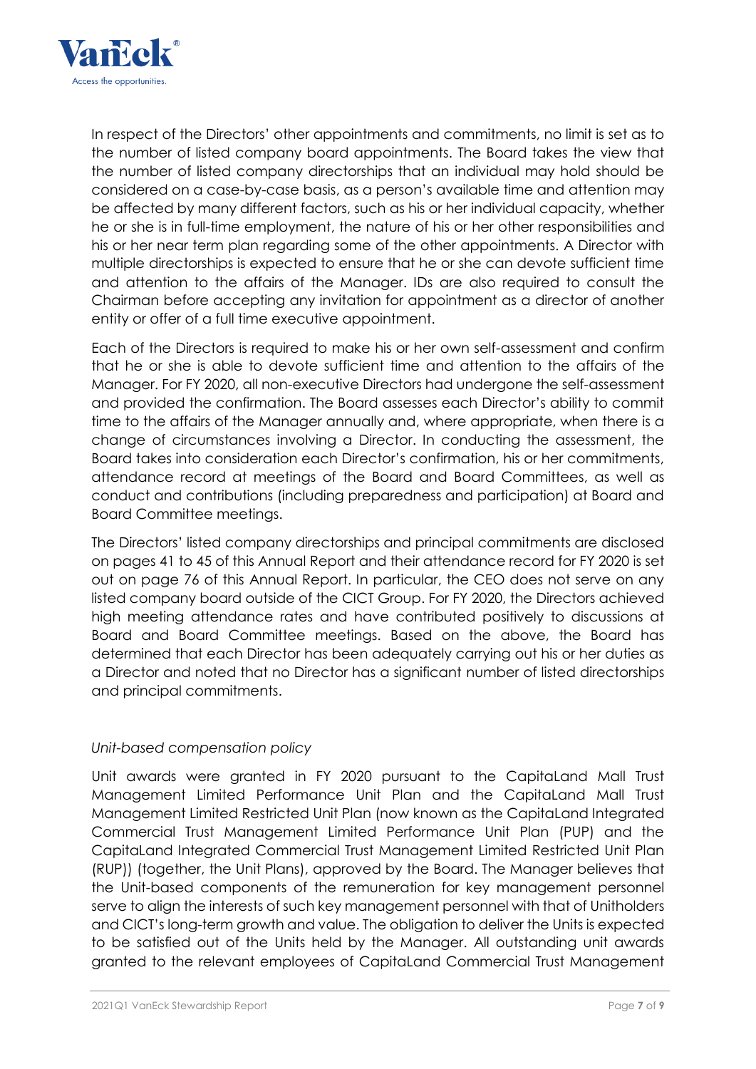In respect of the Directors' other appointments and commitments, no limit is set as to the number of listed company board appointments. The Board takes the view that the number of listed company directorships that an individual may hold should be considered on a case-by-case basis, as a person's available time and attention may be affected by many different factors, such as his or her individual capacity, whether he or she is in full-time employment, the nature of his or her other responsibilities and his or her near term plan regarding some of the other appointments. A Director with multiple directorships is expected to ensure that he or she can devote sufficient time and attention to the affairs of the Manager. IDs are also required to consult the Chairman before accepting any invitation for appointment as a director of another entity or offer of a full time executive appointment.

Each of the Directors is required to make his or her own self-assessment and confirm that he or she is able to devote sufficient time and attention to the affairs of the Manager. For FY 2020, all non-executive Directors had undergone the self-assessment and provided the confirmation. The Board assesses each Director's ability to commit time to the affairs of the Manager annually and, where appropriate, when there is a change of circumstances involving a Director. In conducting the assessment, the Board takes into consideration each Director's confirmation, his or her commitments, attendance record at meetings of the Board and Board Committees, as well as conduct and contributions (including preparedness and participation) at Board and Board Committee meetings.

The Directors' listed company directorships and principal commitments are disclosed on pages 41 to 45 of this Annual Report and their attendance record for FY 2020 is set out on page 76 of this Annual Report. In particular, the CEO does not serve on any listed company board outside of the CICT Group. For FY 2020, the Directors achieved high meeting attendance rates and have contributed positively to discussions at Board and Board Committee meetings. Based on the above, the Board has determined that each Director has been adequately carrying out his or her duties as a Director and noted that no Director has a significant number of listed directorships and principal commitments.

*Unit-based compensation policy*

Unit awards were granted in FY 2020 pursuant to the CapitaLand Mall Trust Management Limited Performance Unit Plan and the CapitaLand Mall Trust Management Limited Restricted Unit Plan (now known as the CapitaLand Integrated Commercial Trust Management Limited Performance Unit Plan (PUP) and the CapitaLand Integrated Commercial Trust Management Limited Restricted Unit Plan (RUP)) (together, the Unit Plans), approved by the Board. The Manager believes that the Unit-based components of the remuneration for key management personnel serve to align the interests of such key management personnel with that of Unitholders and CICT's long-term growth and value. The obligation to deliver the Units is expected to be satisfied out of the Units held by the Manager. All outstanding unit awards granted to the relevant employees of CapitaLand Commercial Trust Management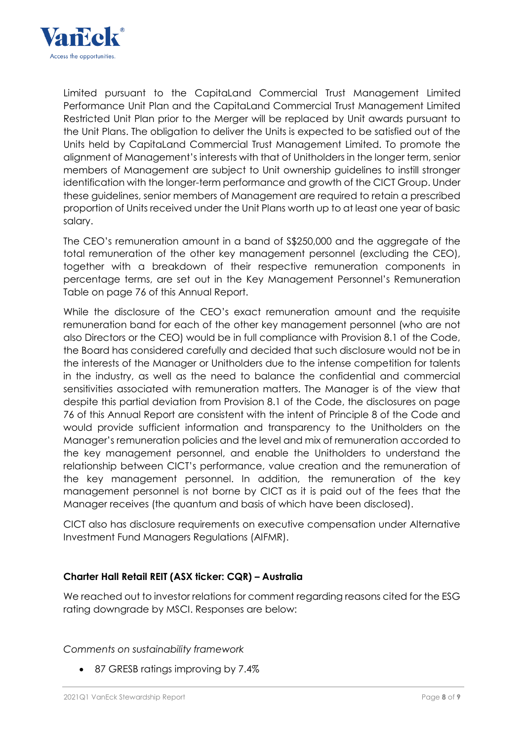Limited pursuant to the CapitaLand Commercial Trust Management Limited Performance Unit Plan and the CapitaLand Commercial Trust Management Limited Restricted Unit Plan prior to the Merger will be replaced by Unit awards pursuant to the Unit Plans. The obligation to deliver the Units is expected to be satisfied out of the Units held by CapitaLand Commercial Trust Management Limited. To promote the alignment of Management's interests with that of Unitholders in the longer term, senior members of Management are subject to Unit ownership guidelines to instill stronger identification with the longer-term performance and growth of the CICT Group. Under these guidelines, senior members of Management are required to retain a prescribed proportion of Units received under the Unit Plans worth up to at least one year of basic salary.

The CEO's remuneration amount in a band of S$250,000 and the aggregate of the total remuneration of the other key management personnel (excluding the CEO), together with a breakdown of their respective remuneration components in percentage terms, are set out in the Key Management Personnel's Remuneration Table on page 76 of this Annual Report.

While the disclosure of the CEO's exact remuneration amount and the requisite remuneration band for each of the other key management personnel (who are not also Directors or the CEO) would be in full compliance with Provision 8.1 of the Code, the Board has considered carefully and decided that such disclosure would not be in the interests of the Manager or Unitholders due to the intense competition for talents in the industry, as well as the need to balance the confidential and commercial sensitivities associated with remuneration matters. The Manager is of the view that despite this partial deviation from Provision 8.1 of the Code, the disclosures on page 76 of this Annual Report are consistent with the intent of Principle 8 of the Code and would provide sufficient information and transparency to the Unitholders on the Manager's remuneration policies and the level and mix of remuneration accorded to the key management personnel, and enable the Unitholders to understand the relationship between CICT's performance, value creation and the remuneration of the key management personnel. In addition, the remuneration of the key management personnel is not borne by CICT as it is paid out of the fees that the Manager receives (the quantum and basis of which have been disclosed).

CICT also has disclosure requirements on executive compensation under Alternative Investment Fund Managers Regulations (AIFMR).

**Charter Hall Retail REIT (ASX ticker: CQR) – Australia**

We reached out to investor relations for comment regarding reasons cited for the ESG rating downgrade by MSCI. Responses are below:

*Comments on sustainability framework*

- 87 GRESB ratings improving by 7.4%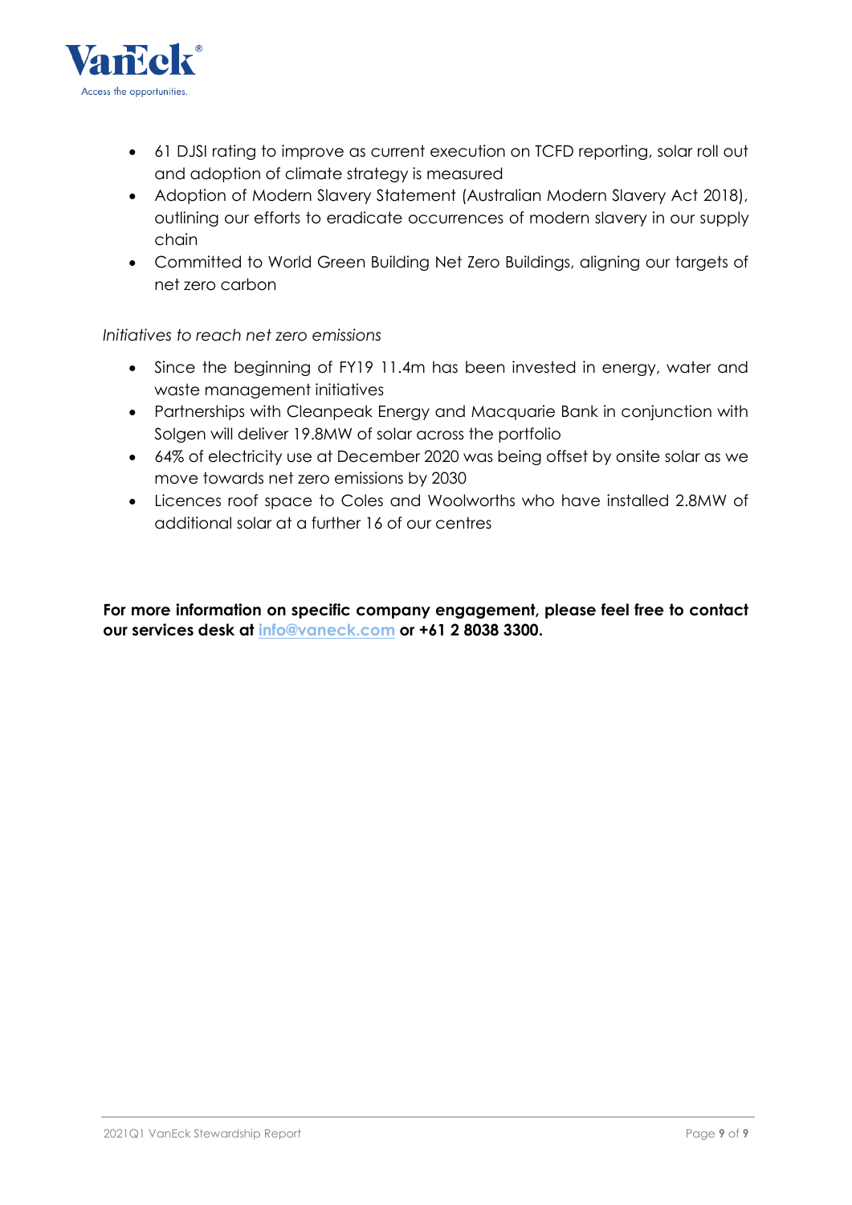- 61 DJSI rating to improve as current execution on TCFD reporting, solar roll out and adoption of climate strategy is measured
- Adoption of Modern Slavery Statement (Australian Modern Slavery Act 2018), outlining our efforts to eradicate occurrences of modern slavery in our supply chain
- Committed to World Green Building Net Zero Buildings, aligning our targets of net zero carbon

*Initiatives to reach net zero emissions*

- Since the beginning of FY19 11.4m has been invested in energy, water and waste management initiatives
- Partnerships with Cleanpeak Energy and Macquarie Bank in conjunction with Solgen will deliver 19.8MW of solar across the portfolio
- 64% of electricity use at December 2020 was being offset by onsite solar as we move towards net zero emissions by 2030
- Licences roof space to Coles and Woolworths who have installed 2.8MW of additional solar at a further 16 of our centres

**For more information on specific company engagement, please feel free to contact our services desk at [info@vaneck.com](mailto:info@vaneck.com) or +61 2 8038 3300.**